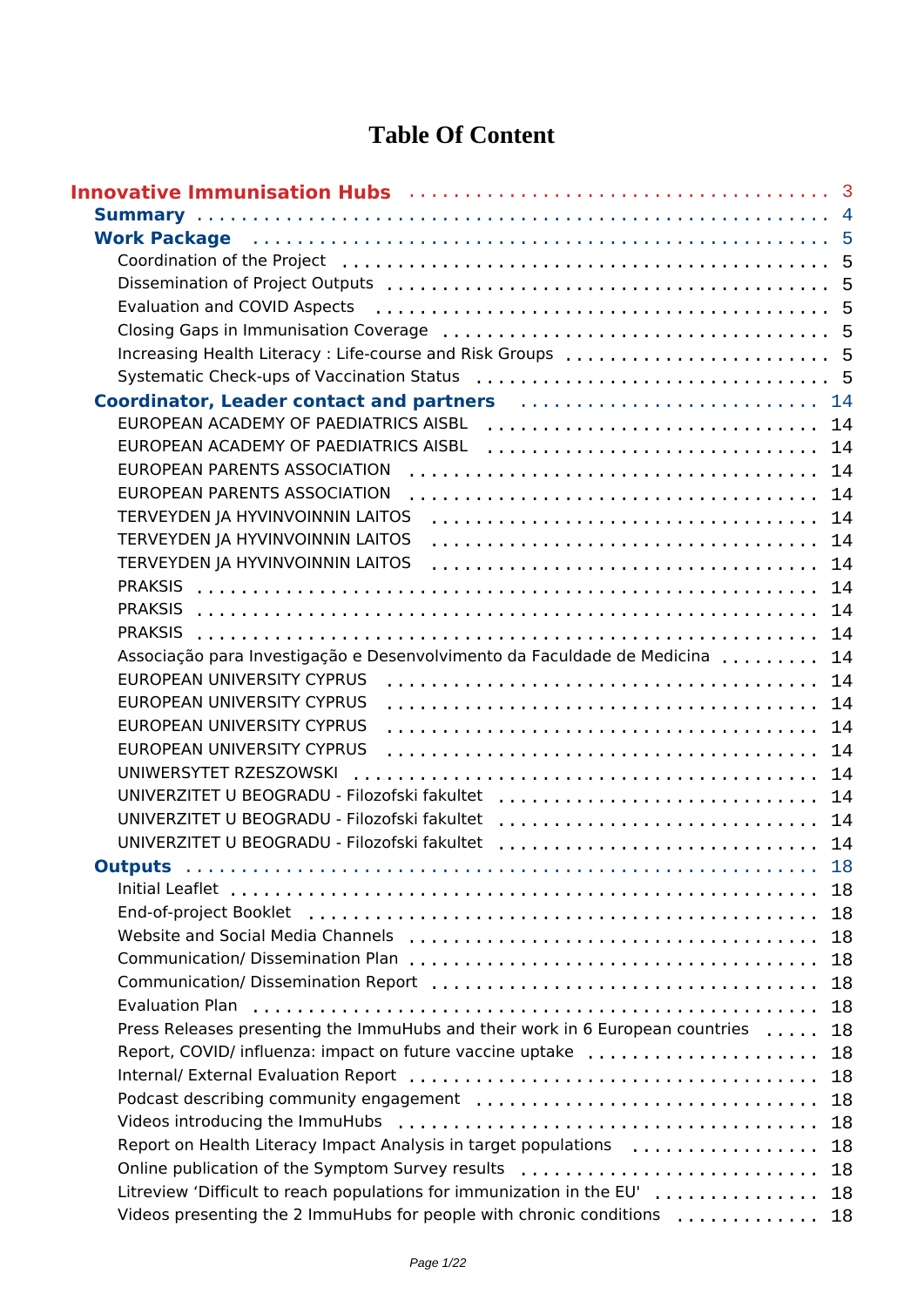# Table Of Content

- **Innovative Immunisation Hubs** ........ 3
  - **Summary** ........ 4
  - **Work Package** ........ 5
    - Coordination of the Project ........ 5
    - Dissemination of Project Outputs ........ 5
    - Evaluation and COVID Aspects ........ 5
    - Closing Gaps in Immunisation Coverage ........ 5
    - Increasing Health Literacy : Life-course and Risk Groups ........ 5
    - Systematic Check-ups of Vaccination Status ........ 5
  - **Coordinator, Leader contact and partners** ........ 14
    - EUROPEAN ACADEMY OF PAEDIATRICS AISBL ........ 14
    - EUROPEAN ACADEMY OF PAEDIATRICS AISBL ........ 14
    - EUROPEAN PARENTS ASSOCIATION ........ 14
    - EUROPEAN PARENTS ASSOCIATION ........ 14
    - TERVEYDEN JA HYVINVOINNIN LAITOS ........ 14
    - TERVEYDEN JA HYVINVOINNIN LAITOS ........ 14
    - TERVEYDEN JA HYVINVOINNIN LAITOS ........ 14
    - PRAKSIS ........ 14
    - PRAKSIS ........ 14
    - PRAKSIS ........ 14
    - Associação para Investigação e Desenvolvimento da Faculdade de Medicina ........ 14
    - EUROPEAN UNIVERSITY CYPRUS ........ 14
    - EUROPEAN UNIVERSITY CYPRUS ........ 14
    - EUROPEAN UNIVERSITY CYPRUS ........ 14
    - EUROPEAN UNIVERSITY CYPRUS ........ 14
    - UNIWERSYTET RZESZOWSKI ........ 14
    - UNIVERZITET U BEOGRADU - Filozofski fakultet ........ 14
    - UNIVERZITET U BEOGRADU - Filozofski fakultet ........ 14
    - UNIVERZITET U BEOGRADU - Filozofski fakultet ........ 14
  - **Outputs** ........ 18
    - Initial Leaflet ........ 18
    - End-of-project Booklet ........ 18
    - Website and Social Media Channels ........ 18
    - Communication/ Dissemination Plan ........ 18
    - Communication/ Dissemination Report ........ 18
    - Evaluation Plan ........ 18
    - Press Releases presenting the ImmuHubs and their work in 6 European countries ........ 18
    - Report, COVID/ influenza: impact on future vaccine uptake ........ 18
    - Internal/ External Evaluation Report ........ 18
    - Podcast describing community engagement ........ 18
    - Videos introducing the ImmuHubs ........ 18
    - Report on Health Literacy Impact Analysis in target populations ........ 18
    - Online publication of the Symptom Survey results ........ 18
    - Litreview ‘Difficult to reach populations for immunization in the EU' ........ 18
    - Videos presenting the 2 ImmuHubs for people with chronic conditions ........ 18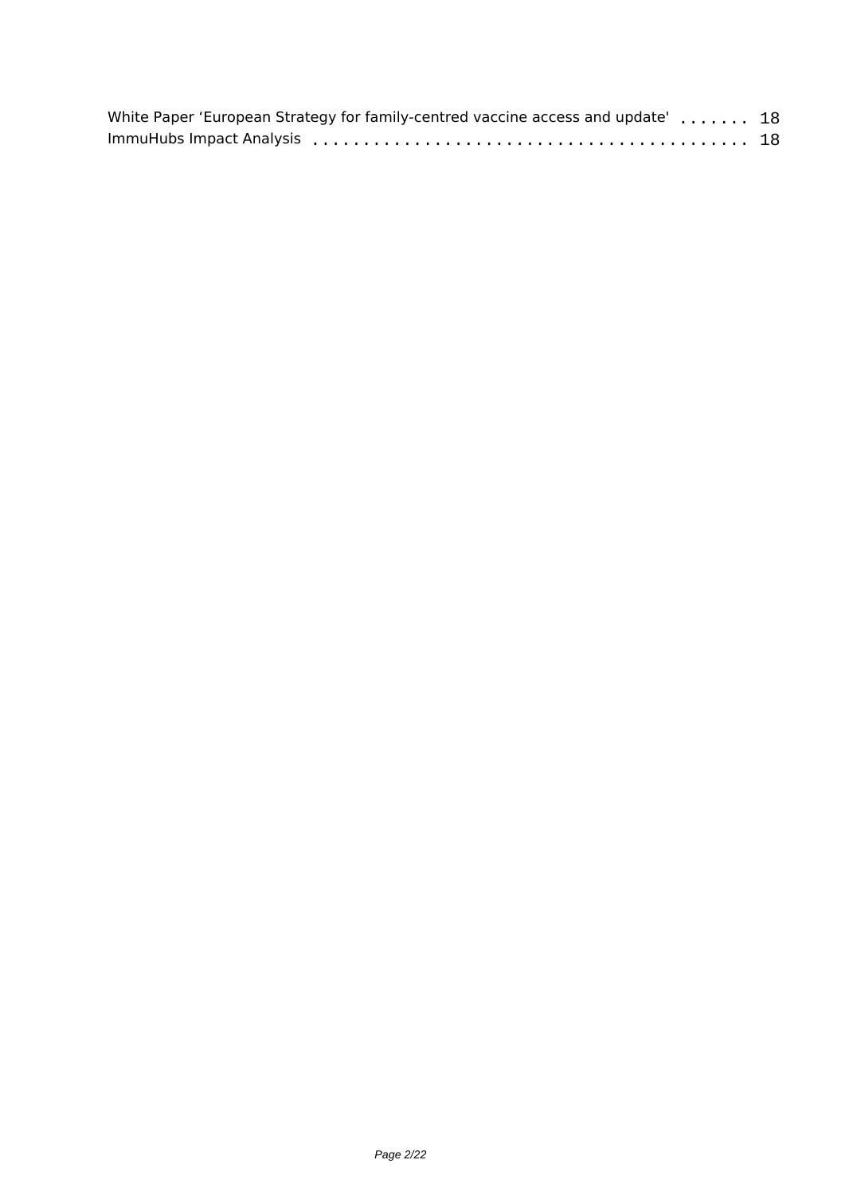White Paper 'European Strategy for family-centred vaccine access and update' ....... 18
ImmuHubs Impact Analysis ........................................ 18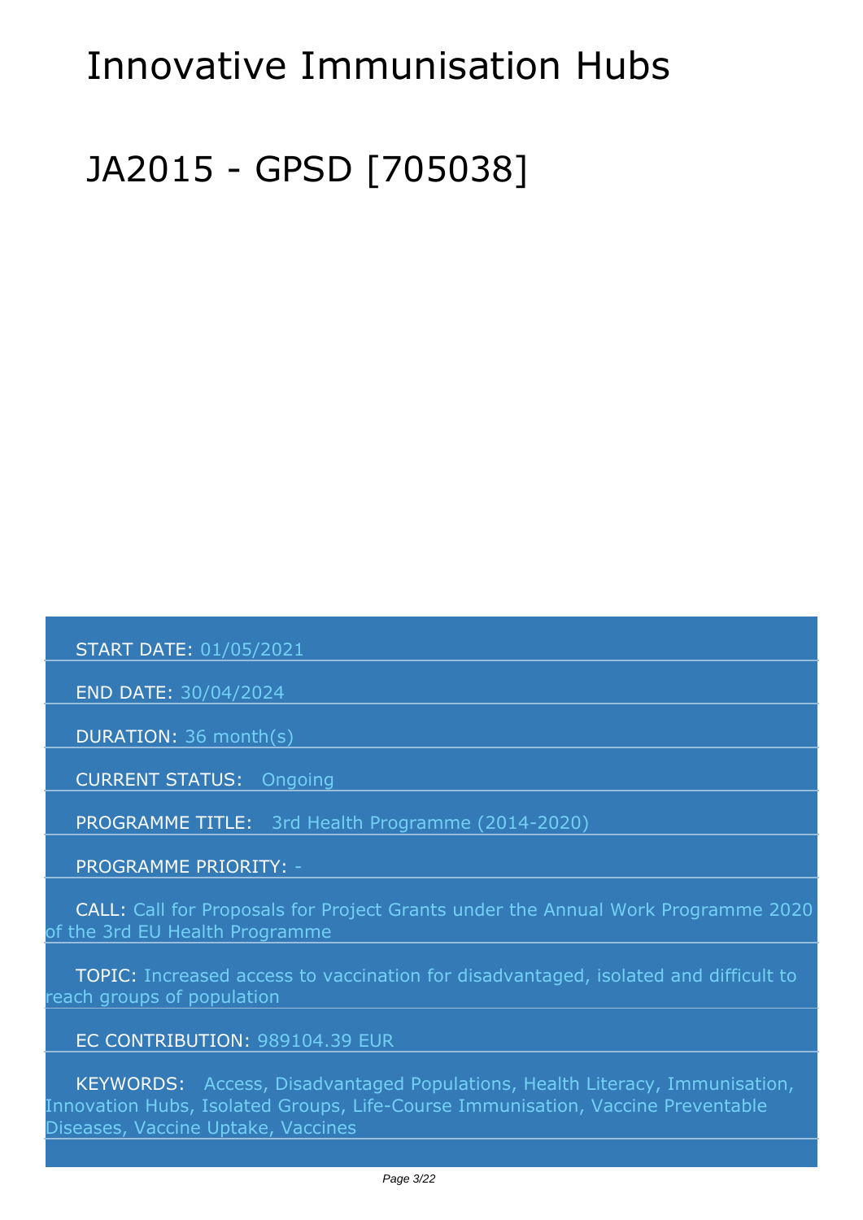# Innovative Immunisation Hubs

# JA2015 - GPSD [705038]

START DATE: 01/05/2021

END DATE: 30/04/2024

DURATION: 36 month(s)

CURRENT STATUS: Ongoing

PROGRAMME TITLE: 3rd Health Programme (2014-2020)

PROGRAMME PRIORITY: -

CALL: Call for Proposals for Project Grants under the Annual Work Programme 2020 of the 3rd EU Health Programme

TOPIC: Increased access to vaccination for disadvantaged, isolated and difficult to reach groups of population

EC CONTRIBUTION: 989104.39 EUR

KEYWORDS: Access, Disadvantaged Populations, Health Literacy, Immunisation, Innovation Hubs, Isolated Groups, Life-Course Immunisation, Vaccine Preventable Diseases, Vaccine Uptake, Vaccines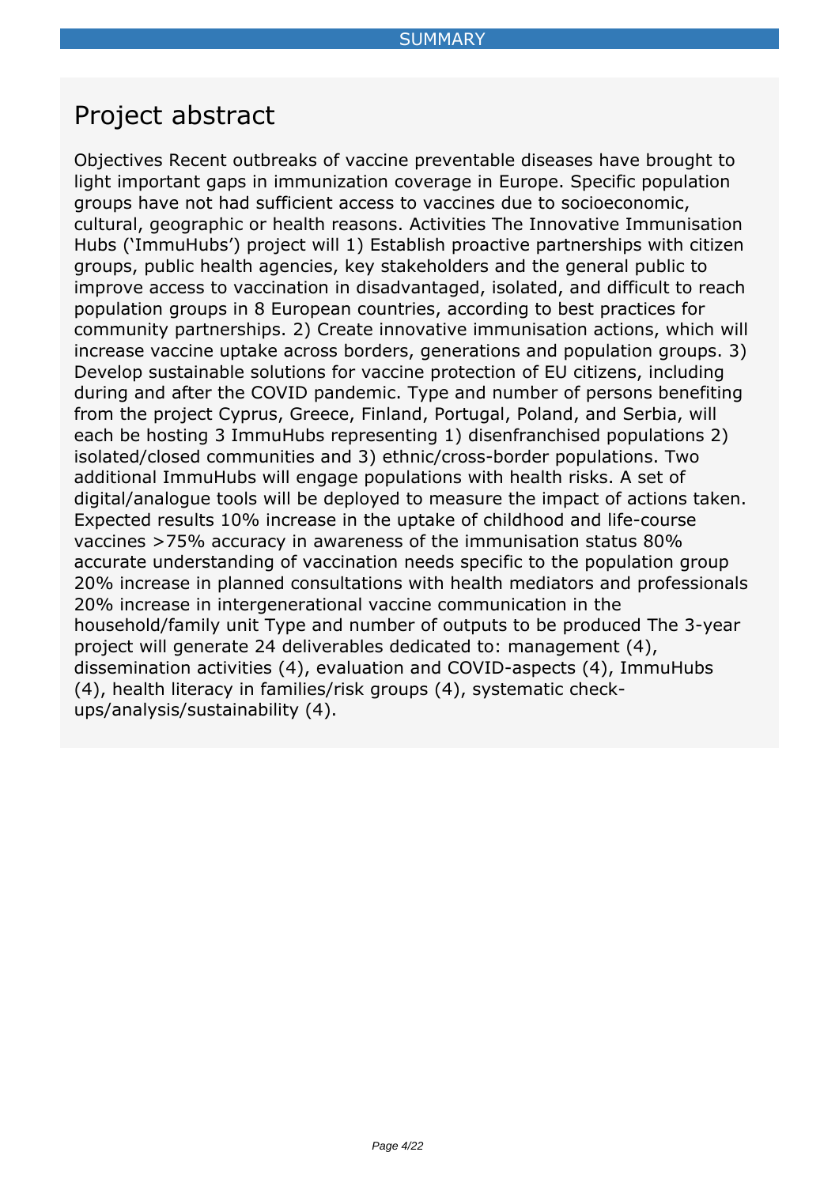SUMMARY

# Project abstract

Objectives Recent outbreaks of vaccine preventable diseases have brought to light important gaps in immunization coverage in Europe. Specific population groups have not had sufficient access to vaccines due to socioeconomic, cultural, geographic or health reasons. Activities The Innovative Immunisation Hubs ('ImmuHubs') project will 1) Establish proactive partnerships with citizen groups, public health agencies, key stakeholders and the general public to improve access to vaccination in disadvantaged, isolated, and difficult to reach population groups in 8 European countries, according to best practices for community partnerships. 2) Create innovative immunisation actions, which will increase vaccine uptake across borders, generations and population groups. 3) Develop sustainable solutions for vaccine protection of EU citizens, including during and after the COVID pandemic. Type and number of persons benefiting from the project Cyprus, Greece, Finland, Portugal, Poland, and Serbia, will each be hosting 3 ImmuHubs representing 1) disenfranchised populations 2) isolated/closed communities and 3) ethnic/cross-border populations. Two additional ImmuHubs will engage populations with health risks. A set of digital/analogue tools will be deployed to measure the impact of actions taken. Expected results 10% increase in the uptake of childhood and life-course vaccines >75% accuracy in awareness of the immunisation status 80% accurate understanding of vaccination needs specific to the population group 20% increase in planned consultations with health mediators and professionals 20% increase in intergenerational vaccine communication in the household/family unit Type and number of outputs to be produced The 3-year project will generate 24 deliverables dedicated to: management (4), dissemination activities (4), evaluation and COVID-aspects (4), ImmuHubs (4), health literacy in families/risk groups (4), systematic check-ups/analysis/sustainability (4).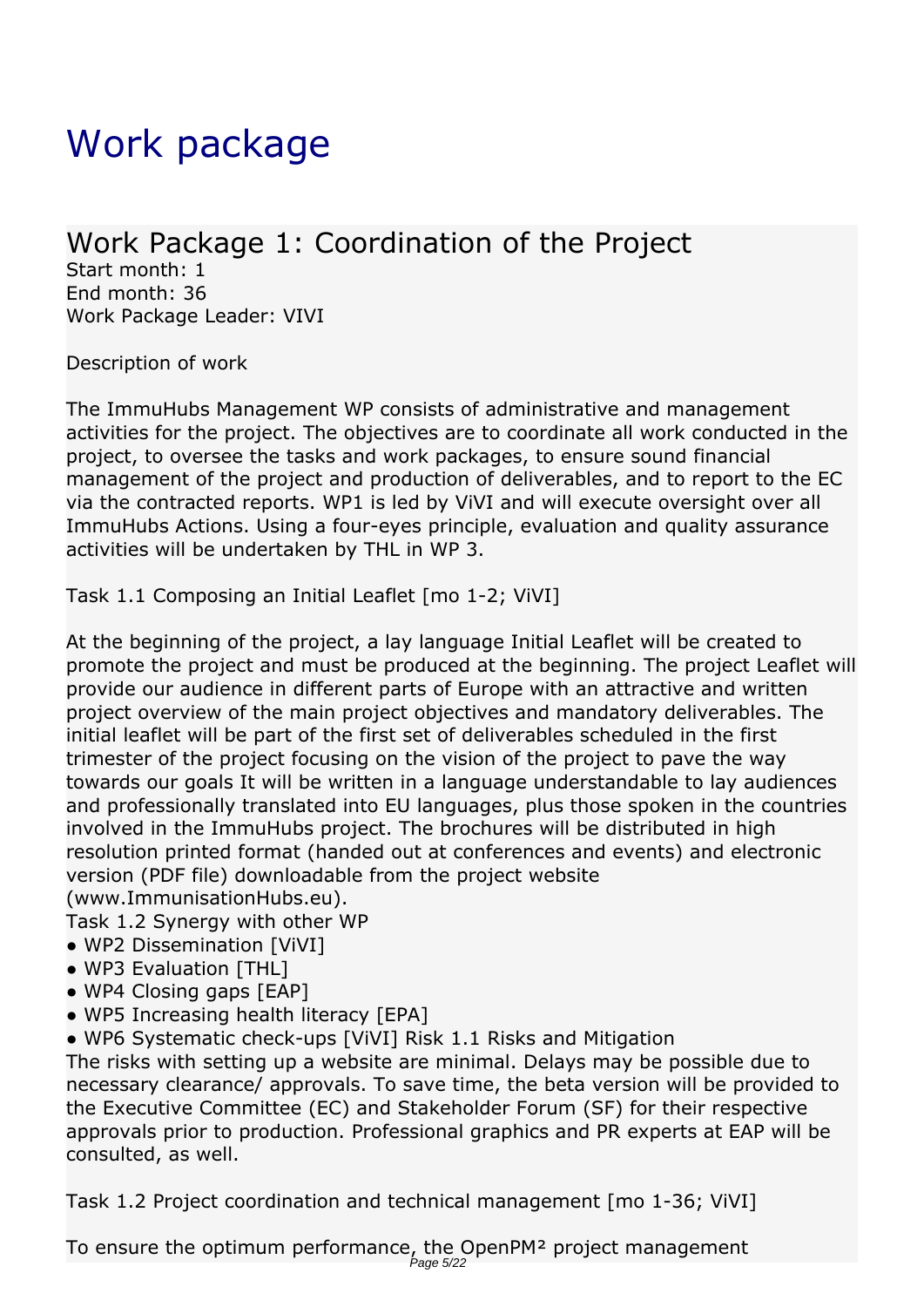# Work package

## Work Package 1: Coordination of the Project

Start month: 1
End month: 36
Work Package Leader: VIVI

Description of work

The ImmuHubs Management WP consists of administrative and management activities for the project. The objectives are to coordinate all work conducted in the project, to oversee the tasks and work packages, to ensure sound financial management of the project and production of deliverables, and to report to the EC via the contracted reports. WP1 is led by ViVI and will execute oversight over all ImmuHubs Actions. Using a four-eyes principle, evaluation and quality assurance activities will be undertaken by THL in WP 3.

Task 1.1 Composing an Initial Leaflet [mo 1-2; ViVI]

At the beginning of the project, a lay language Initial Leaflet will be created to promote the project and must be produced at the beginning. The project Leaflet will provide our audience in different parts of Europe with an attractive and written project overview of the main project objectives and mandatory deliverables. The initial leaflet will be part of the first set of deliverables scheduled in the first trimester of the project focusing on the vision of the project to pave the way towards our goals It will be written in a language understandable to lay audiences and professionally translated into EU languages, plus those spoken in the countries involved in the ImmuHubs project. The brochures will be distributed in high resolution printed format (handed out at conferences and events) and electronic version (PDF file) downloadable from the project website (www.ImmunisationHubs.eu).

Task 1.2 Synergy with other WP

- WP2 Dissemination [ViVI]
- WP3 Evaluation [THL]
- WP4 Closing gaps [EAP]
- WP5 Increasing health literacy [EPA]
- WP6 Systematic check-ups [ViVI] Risk 1.1 Risks and Mitigation

The risks with setting up a website are minimal. Delays may be possible due to necessary clearance/ approvals. To save time, the beta version will be provided to the Executive Committee (EC) and Stakeholder Forum (SF) for their respective approvals prior to production. Professional graphics and PR experts at EAP will be consulted, as well.

Task 1.2 Project coordination and technical management [mo 1-36; ViVI]

To ensure the optimum performance, the OpenPM² project management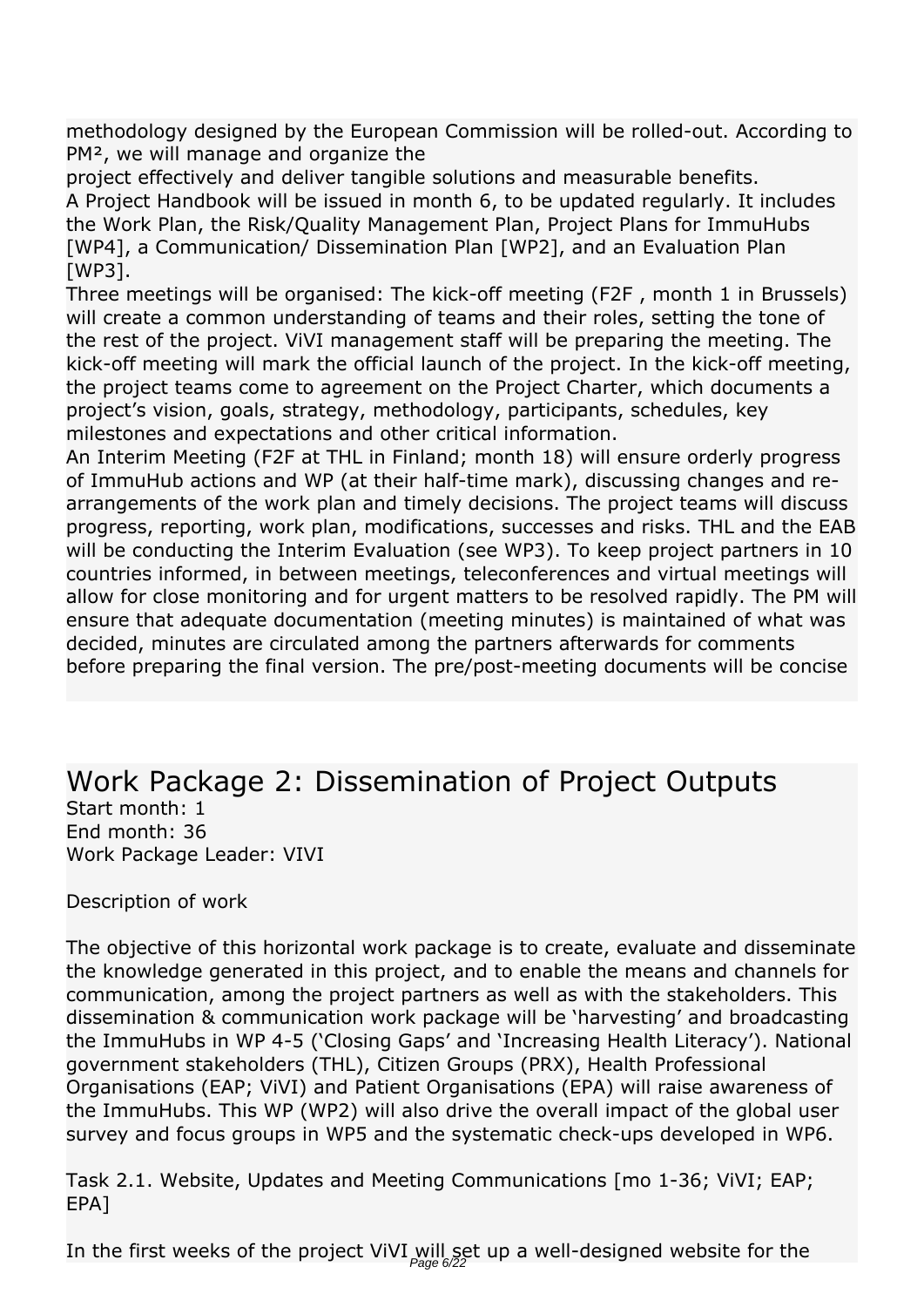methodology designed by the European Commission will be rolled-out. According to PM², we will manage and organize the
project effectively and deliver tangible solutions and measurable benefits.
A Project Handbook will be issued in month 6, to be updated regularly. It includes the Work Plan, the Risk/Quality Management Plan, Project Plans for ImmuHubs [WP4], a Communication/ Dissemination Plan [WP2], and an Evaluation Plan [WP3].
Three meetings will be organised: The kick-off meeting (F2F , month 1 in Brussels) will create a common understanding of teams and their roles, setting the tone of the rest of the project. ViVI management staff will be preparing the meeting. The kick-off meeting will mark the official launch of the project. In the kick-off meeting, the project teams come to agreement on the Project Charter, which documents a project's vision, goals, strategy, methodology, participants, schedules, key milestones and expectations and other critical information.
An Interim Meeting (F2F at THL in Finland; month 18) will ensure orderly progress of ImmuHub actions and WP (at their half-time mark), discussing changes and re-arrangements of the work plan and timely decisions. The project teams will discuss progress, reporting, work plan, modifications, successes and risks. THL and the EAB will be conducting the Interim Evaluation (see WP3). To keep project partners in 10 countries informed, in between meetings, teleconferences and virtual meetings will allow for close monitoring and for urgent matters to be resolved rapidly. The PM will ensure that adequate documentation (meeting minutes) is maintained of what was decided, minutes are circulated among the partners afterwards for comments before preparing the final version. The pre/post-meeting documents will be concise

# Work Package 2: Dissemination of Project Outputs

Start month: 1
End month: 36
Work Package Leader: VIVI

Description of work

The objective of this horizontal work package is to create, evaluate and disseminate the knowledge generated in this project, and to enable the means and channels for communication, among the project partners as well as with the stakeholders. This dissemination & communication work package will be 'harvesting' and broadcasting the ImmuHubs in WP 4-5 ('Closing Gaps' and 'Increasing Health Literacy'). National government stakeholders (THL), Citizen Groups (PRX), Health Professional Organisations (EAP; ViVI) and Patient Organisations (EPA) will raise awareness of the ImmuHubs. This WP (WP2) will also drive the overall impact of the global user survey and focus groups in WP5 and the systematic check-ups developed in WP6.

Task 2.1. Website, Updates and Meeting Communications [mo 1-36; ViVI; EAP; EPA]

In the first weeks of the project ViVI will set up a well-designed website for the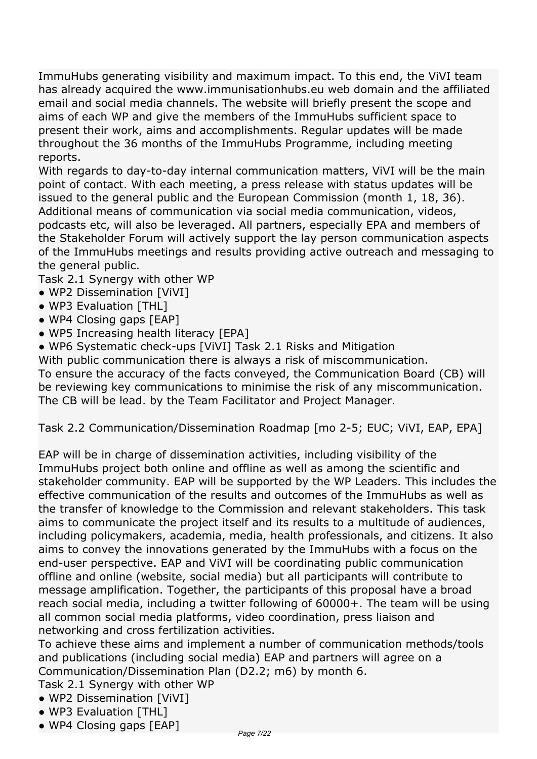ImmuHubs generating visibility and maximum impact. To this end, the ViVI team has already acquired the www.immunisationhubs.eu web domain and the affiliated email and social media channels. The website will briefly present the scope and aims of each WP and give the members of the ImmuHubs sufficient space to present their work, aims and accomplishments. Regular updates will be made throughout the 36 months of the ImmuHubs Programme, including meeting reports.

With regards to day-to-day internal communication matters, ViVI will be the main point of contact. With each meeting, a press release with status updates will be issued to the general public and the European Commission (month 1, 18, 36). Additional means of communication via social media communication, videos, podcasts etc, will also be leveraged. All partners, especially EPA and members of the Stakeholder Forum will actively support the lay person communication aspects of the ImmuHubs meetings and results providing active outreach and messaging to the general public.

Task 2.1 Synergy with other WP

- WP2 Dissemination [ViVI]
- WP3 Evaluation [THL]
- WP4 Closing gaps [EAP]
- WP5 Increasing health literacy [EPA]
- WP6 Systematic check-ups [ViVI] Task 2.1 Risks and Mitigation

With public communication there is always a risk of miscommunication.
To ensure the accuracy of the facts conveyed, the Communication Board (CB) will be reviewing key communications to minimise the risk of any miscommunication. The CB will be lead. by the Team Facilitator and Project Manager.

Task 2.2 Communication/Dissemination Roadmap [mo 2-5; EUC; ViVI, EAP, EPA]

EAP will be in charge of dissemination activities, including visibility of the ImmuHubs project both online and offline as well as among the scientific and stakeholder community. EAP will be supported by the WP Leaders. This includes the effective communication of the results and outcomes of the ImmuHubs as well as the transfer of knowledge to the Commission and relevant stakeholders. This task aims to communicate the project itself and its results to a multitude of audiences, including policymakers, academia, media, health professionals, and citizens. It also aims to convey the innovations generated by the ImmuHubs with a focus on the end-user perspective. EAP and ViVI will be coordinating public communication offline and online (website, social media) but all participants will contribute to message amplification. Together, the participants of this proposal have a broad reach social media, including a twitter following of 60000+. The team will be using all common social media platforms, video coordination, press liaison and networking and cross fertilization activities.

To achieve these aims and implement a number of communication methods/tools and publications (including social media) EAP and partners will agree on a Communication/Dissemination Plan (D2.2; m6) by month 6.

Task 2.1 Synergy with other WP

- WP2 Dissemination [ViVI]
- WP3 Evaluation [THL]
- WP4 Closing gaps [EAP]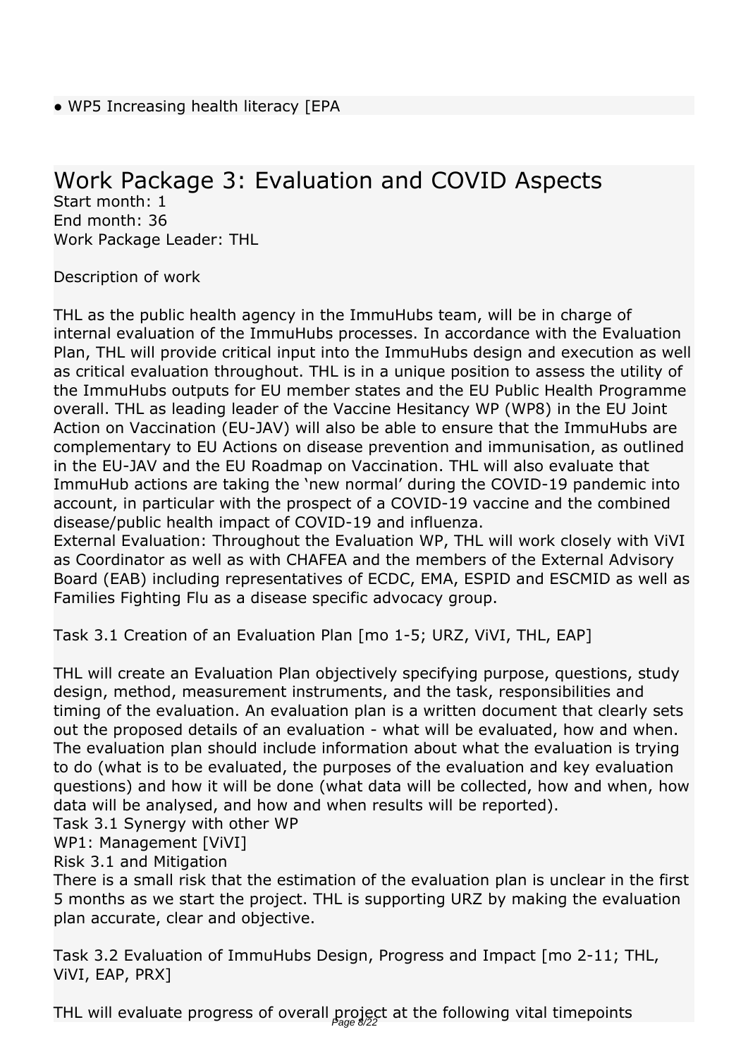- WP5 Increasing health literacy [EPA

# Work Package 3: Evaluation and COVID Aspects

Start month: 1
End month: 36
Work Package Leader: THL

Description of work

THL as the public health agency in the ImmuHubs team, will be in charge of internal evaluation of the ImmuHubs processes. In accordance with the Evaluation Plan, THL will provide critical input into the ImmuHubs design and execution as well as critical evaluation throughout. THL is in a unique position to assess the utility of the ImmuHubs outputs for EU member states and the EU Public Health Programme overall. THL as leading leader of the Vaccine Hesitancy WP (WP8) in the EU Joint Action on Vaccination (EU-JAV) will also be able to ensure that the ImmuHubs are complementary to EU Actions on disease prevention and immunisation, as outlined in the EU-JAV and the EU Roadmap on Vaccination. THL will also evaluate that ImmuHub actions are taking the 'new normal' during the COVID-19 pandemic into account, in particular with the prospect of a COVID-19 vaccine and the combined disease/public health impact of COVID-19 and influenza.
External Evaluation: Throughout the Evaluation WP, THL will work closely with ViVI as Coordinator as well as with CHAFEA and the members of the External Advisory Board (EAB) including representatives of ECDC, EMA, ESPID and ESCMID as well as Families Fighting Flu as a disease specific advocacy group.

Task 3.1 Creation of an Evaluation Plan [mo 1-5; URZ, ViVI, THL, EAP]

THL will create an Evaluation Plan objectively specifying purpose, questions, study design, method, measurement instruments, and the task, responsibilities and timing of the evaluation. An evaluation plan is a written document that clearly sets out the proposed details of an evaluation - what will be evaluated, how and when. The evaluation plan should include information about what the evaluation is trying to do (what is to be evaluated, the purposes of the evaluation and key evaluation questions) and how it will be done (what data will be collected, how and when, how data will be analysed, and how and when results will be reported).
Task 3.1 Synergy with other WP
WP1: Management [ViVI]
Risk 3.1 and Mitigation
There is a small risk that the estimation of the evaluation plan is unclear in the first 5 months as we start the project. THL is supporting URZ by making the evaluation plan accurate, clear and objective.

Task 3.2 Evaluation of ImmuHubs Design, Progress and Impact [mo 2-11; THL, ViVI, EAP, PRX]

THL will evaluate progress of overall project at the following vital timepoints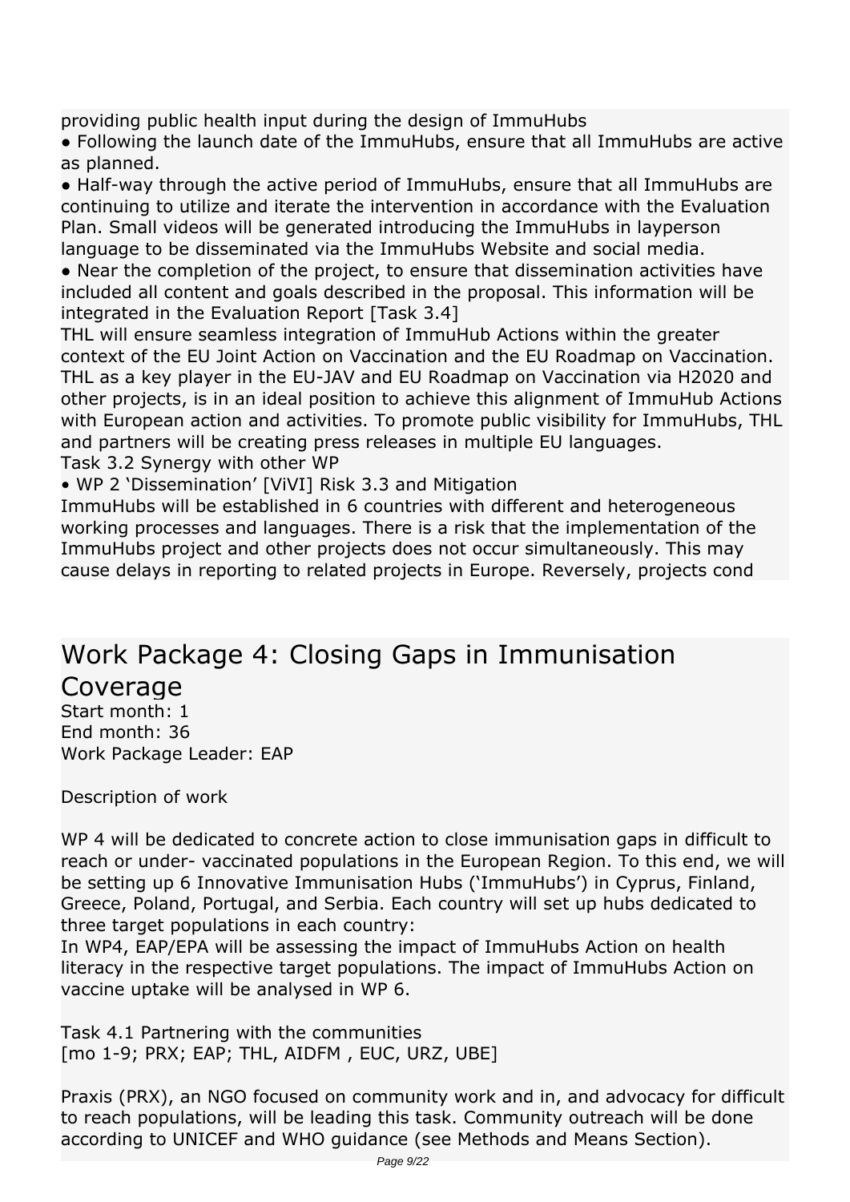providing public health input during the design of ImmuHubs

- Following the launch date of the ImmuHubs, ensure that all ImmuHubs are active as planned.
- Half-way through the active period of ImmuHubs, ensure that all ImmuHubs are continuing to utilize and iterate the intervention in accordance with the Evaluation Plan. Small videos will be generated introducing the ImmuHubs in layperson language to be disseminated via the ImmuHubs Website and social media.
- Near the completion of the project, to ensure that dissemination activities have included all content and goals described in the proposal. This information will be integrated in the Evaluation Report [Task 3.4]

THL will ensure seamless integration of ImmuHub Actions within the greater context of the EU Joint Action on Vaccination and the EU Roadmap on Vaccination. THL as a key player in the EU-JAV and EU Roadmap on Vaccination via H2020 and other projects, is in an ideal position to achieve this alignment of ImmuHub Actions with European action and activities. To promote public visibility for ImmuHubs, THL and partners will be creating press releases in multiple EU languages.

Task 3.2 Synergy with other WP

- WP 2 'Dissemination' [ViVI] Risk 3.3 and Mitigation

ImmuHubs will be established in 6 countries with different and heterogeneous working processes and languages. There is a risk that the implementation of the ImmuHubs project and other projects does not occur simultaneously. This may cause delays in reporting to related projects in Europe. Reversely, projects cond

# Work Package 4: Closing Gaps in Immunisation Coverage

Start month: 1
End month: 36
Work Package Leader: EAP

Description of work

WP 4 will be dedicated to concrete action to close immunisation gaps in difficult to reach or under- vaccinated populations in the European Region. To this end, we will be setting up 6 Innovative Immunisation Hubs ('ImmuHubs') in Cyprus, Finland, Greece, Poland, Portugal, and Serbia. Each country will set up hubs dedicated to three target populations in each country:
In WP4, EAP/EPA will be assessing the impact of ImmuHubs Action on health literacy in the respective target populations. The impact of ImmuHubs Action on vaccine uptake will be analysed in WP 6.

Task 4.1 Partnering with the communities
[mo 1-9; PRX; EAP; THL, AIDFM , EUC, URZ, UBE]

Praxis (PRX), an NGO focused on community work and in, and advocacy for difficult to reach populations, will be leading this task. Community outreach will be done according to UNICEF and WHO guidance (see Methods and Means Section).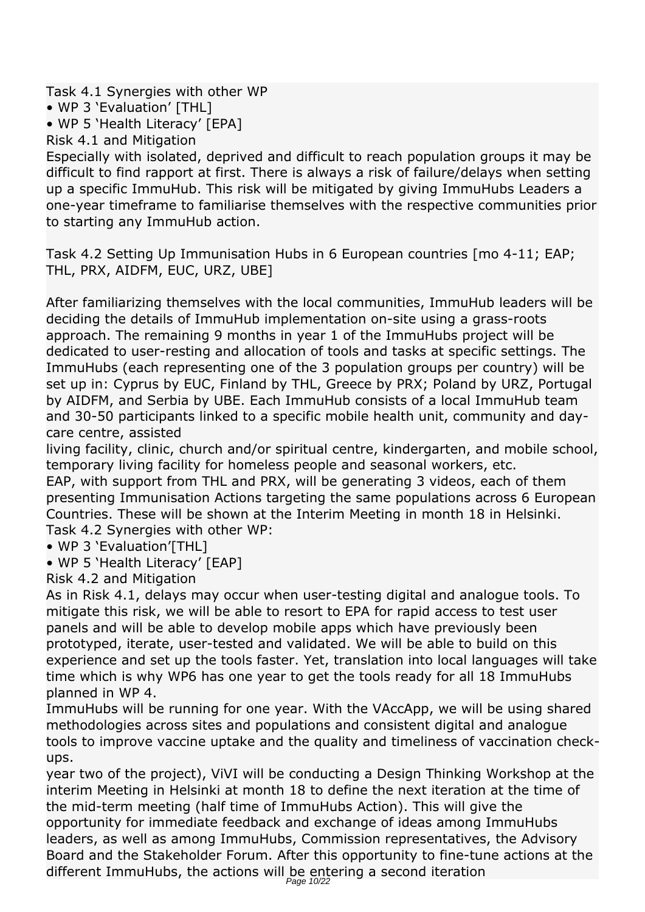Task 4.1 Synergies with other WP

- WP 3 'Evaluation' [THL]
- WP 5 'Health Literacy' [EPA]

Risk 4.1 and Mitigation

Especially with isolated, deprived and difficult to reach population groups it may be difficult to find rapport at first. There is always a risk of failure/delays when setting up a specific ImmuHub. This risk will be mitigated by giving ImmuHubs Leaders a one-year timeframe to familiarise themselves with the respective communities prior to starting any ImmuHub action.

Task 4.2 Setting Up Immunisation Hubs in 6 European countries [mo 4-11; EAP; THL, PRX, AIDFM, EUC, URZ, UBE]

After familiarizing themselves with the local communities, ImmuHub leaders will be deciding the details of ImmuHub implementation on-site using a grass-roots approach. The remaining 9 months in year 1 of the ImmuHubs project will be dedicated to user-resting and allocation of tools and tasks at specific settings. The ImmuHubs (each representing one of the 3 population groups per country) will be set up in: Cyprus by EUC, Finland by THL, Greece by PRX; Poland by URZ, Portugal by AIDFM, and Serbia by UBE. Each ImmuHub consists of a local ImmuHub team and 30-50 participants linked to a specific mobile health unit, community and day-care centre, assisted living facility, clinic, church and/or spiritual centre, kindergarten, and mobile school, temporary living facility for homeless people and seasonal workers, etc.

EAP, with support from THL and PRX, will be generating 3 videos, each of them presenting Immunisation Actions targeting the same populations across 6 European Countries. These will be shown at the Interim Meeting in month 18 in Helsinki.

Task 4.2 Synergies with other WP:

- WP 3 'Evaluation'[THL]
- WP 5 'Health Literacy' [EAP]

Risk 4.2 and Mitigation

As in Risk 4.1, delays may occur when user-testing digital and analogue tools. To mitigate this risk, we will be able to resort to EPA for rapid access to test user panels and will be able to develop mobile apps which have previously been prototyped, iterate, user-tested and validated. We will be able to build on this experience and set up the tools faster. Yet, translation into local languages will take time which is why WP6 has one year to get the tools ready for all 18 ImmuHubs planned in WP 4.

ImmuHubs will be running for one year. With the VAccApp, we will be using shared methodologies across sites and populations and consistent digital and analogue tools to improve vaccine uptake and the quality and timeliness of vaccination check-ups.

year two of the project), ViVI will be conducting a Design Thinking Workshop at the interim Meeting in Helsinki at month 18 to define the next iteration at the time of the mid-term meeting (half time of ImmuHubs Action). This will give the opportunity for immediate feedback and exchange of ideas among ImmuHubs leaders, as well as among ImmuHubs, Commission representatives, the Advisory Board and the Stakeholder Forum. After this opportunity to fine-tune actions at the different ImmuHubs, the actions will be entering a second iteration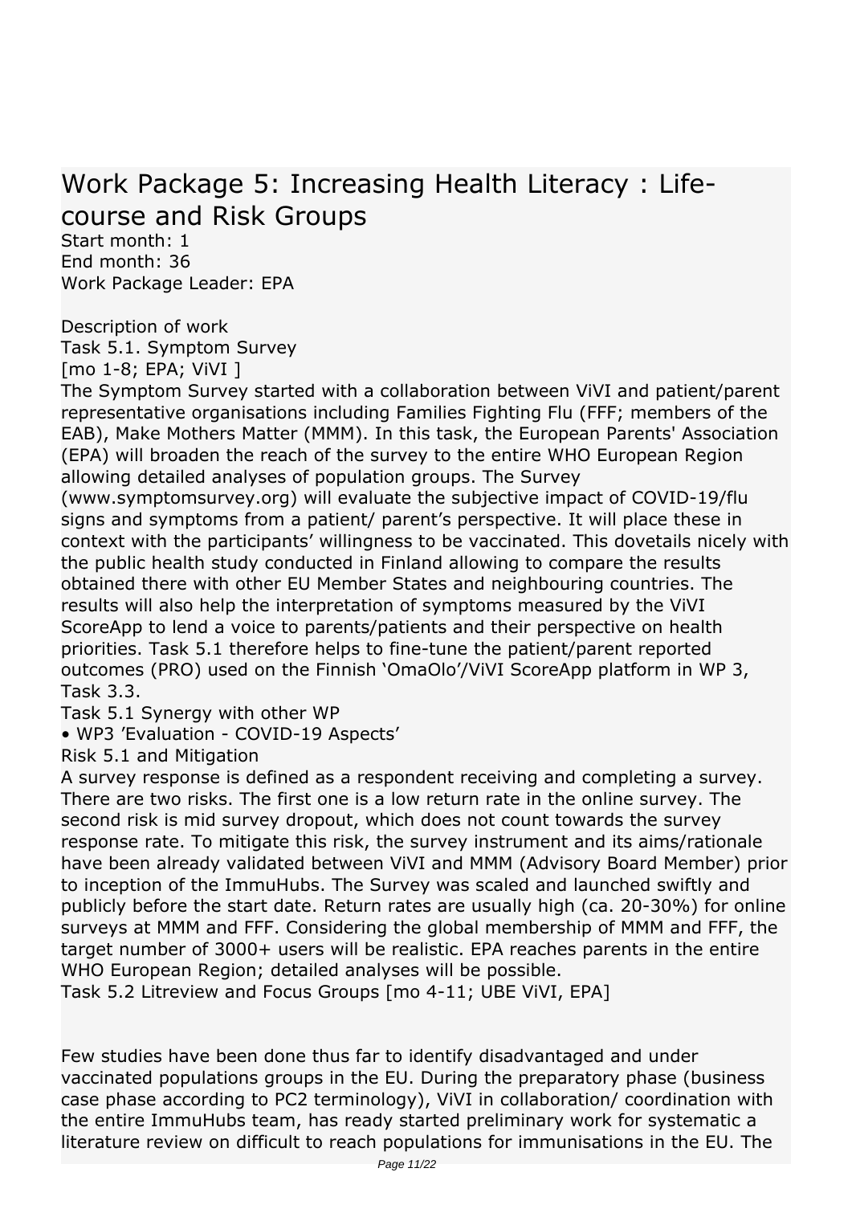# Work Package 5: Increasing Health Literacy : Life-course and Risk Groups

Start month: 1
End month: 36
Work Package Leader: EPA

Description of work

Task 5.1. Symptom Survey
[mo 1-8; EPA; ViVI ]

The Symptom Survey started with a collaboration between ViVI and patient/parent representative organisations including Families Fighting Flu (FFF; members of the EAB), Make Mothers Matter (MMM). In this task, the European Parents' Association (EPA) will broaden the reach of the survey to the entire WHO European Region allowing detailed analyses of population groups. The Survey (www.symptomsurvey.org) will evaluate the subjective impact of COVID-19/flu signs and symptoms from a patient/ parent's perspective. It will place these in context with the participants' willingness to be vaccinated. This dovetails nicely with the public health study conducted in Finland allowing to compare the results obtained there with other EU Member States and neighbouring countries. The results will also help the interpretation of symptoms measured by the ViVI ScoreApp to lend a voice to parents/patients and their perspective on health priorities. Task 5.1 therefore helps to fine-tune the patient/parent reported outcomes (PRO) used on the Finnish 'OmaOlo'/ViVI ScoreApp platform in WP 3, Task 3.3.

Task 5.1 Synergy with other WP

- WP3 'Evaluation - COVID-19 Aspects'

Risk 5.1 and Mitigation

A survey response is defined as a respondent receiving and completing a survey. There are two risks. The first one is a low return rate in the online survey. The second risk is mid survey dropout, which does not count towards the survey response rate. To mitigate this risk, the survey instrument and its aims/rationale have been already validated between ViVI and MMM (Advisory Board Member) prior to inception of the ImmuHubs. The Survey was scaled and launched swiftly and publicly before the start date. Return rates are usually high (ca. 20-30%) for online surveys at MMM and FFF. Considering the global membership of MMM and FFF, the target number of 3000+ users will be realistic. EPA reaches parents in the entire WHO European Region; detailed analyses will be possible.

Task 5.2 Litreview and Focus Groups [mo 4-11; UBE ViVI, EPA]

Few studies have been done thus far to identify disadvantaged and under vaccinated populations groups in the EU. During the preparatory phase (business case phase according to PC2 terminology), ViVI in collaboration/ coordination with the entire ImmuHubs team, has ready started preliminary work for systematic a literature review on difficult to reach populations for immunisations in the EU. The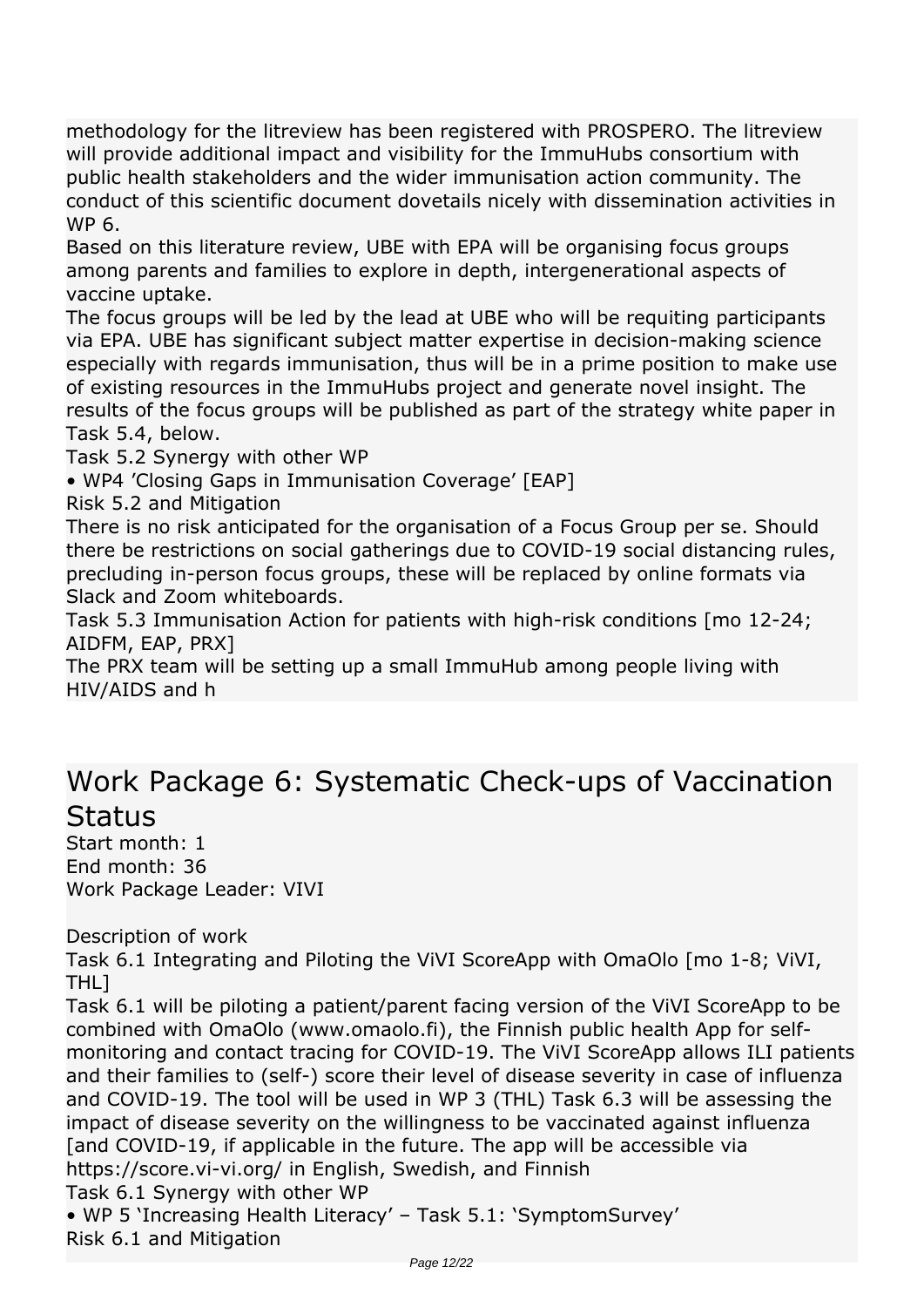methodology for the litreview has been registered with PROSPERO. The litreview will provide additional impact and visibility for the ImmuHubs consortium with public health stakeholders and the wider immunisation action community. The conduct of this scientific document dovetails nicely with dissemination activities in WP 6.

Based on this literature review, UBE with EPA will be organising focus groups among parents and families to explore in depth, intergenerational aspects of vaccine uptake.

The focus groups will be led by the lead at UBE who will be requiting participants via EPA. UBE has significant subject matter expertise in decision-making science especially with regards immunisation, thus will be in a prime position to make use of existing resources in the ImmuHubs project and generate novel insight. The results of the focus groups will be published as part of the strategy white paper in Task 5.4, below.

Task 5.2 Synergy with other WP

- WP4 'Closing Gaps in Immunisation Coverage' [EAP]

Risk 5.2 and Mitigation

There is no risk anticipated for the organisation of a Focus Group per se. Should there be restrictions on social gatherings due to COVID-19 social distancing rules, precluding in-person focus groups, these will be replaced by online formats via Slack and Zoom whiteboards.

Task 5.3 Immunisation Action for patients with high-risk conditions [mo 12-24; AIDFM, EAP, PRX]

The PRX team will be setting up a small ImmuHub among people living with HIV/AIDS and h

## Work Package 6: Systematic Check-ups of Vaccination Status

Start month: 1
End month: 36
Work Package Leader: VIVI

Description of work

Task 6.1 Integrating and Piloting the ViVI ScoreApp with OmaOlo [mo 1-8; ViVI, THL]

Task 6.1 will be piloting a patient/parent facing version of the ViVI ScoreApp to be combined with OmaOlo (www.omaolo.fi), the Finnish public health App for self-monitoring and contact tracing for COVID-19. The ViVI ScoreApp allows ILI patients and their families to (self-) score their level of disease severity in case of influenza and COVID-19. The tool will be used in WP 3 (THL) Task 6.3 will be assessing the impact of disease severity on the willingness to be vaccinated against influenza [and COVID-19, if applicable in the future. The app will be accessible via https://score.vi-vi.org/ in English, Swedish, and Finnish

Task 6.1 Synergy with other WP

- WP 5 'Increasing Health Literacy' – Task 5.1: 'SymptomSurvey'

Risk 6.1 and Mitigation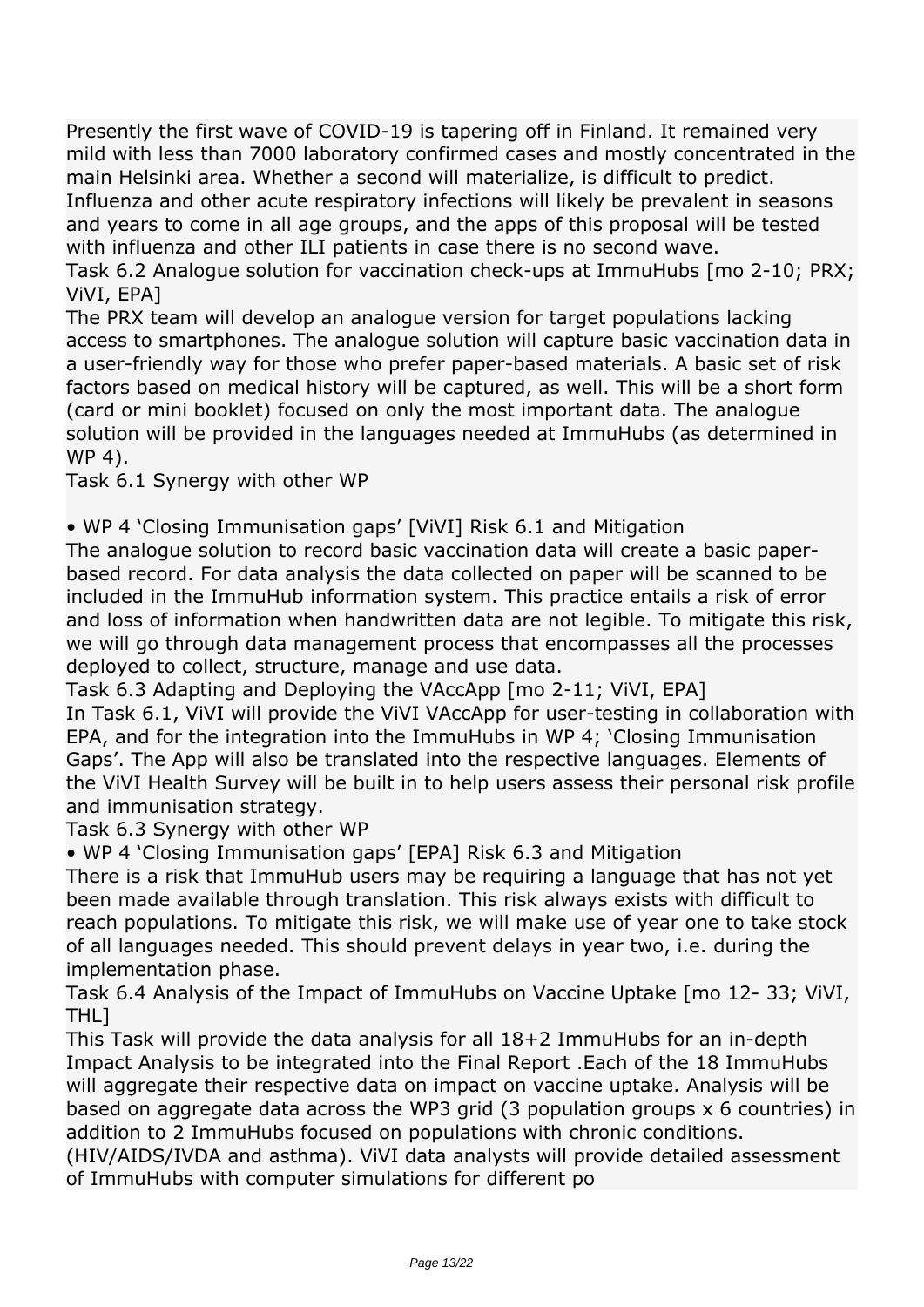Presently the first wave of COVID-19 is tapering off in Finland. It remained very mild with less than 7000 laboratory confirmed cases and mostly concentrated in the main Helsinki area. Whether a second will materialize, is difficult to predict. Influenza and other acute respiratory infections will likely be prevalent in seasons and years to come in all age groups, and the apps of this proposal will be tested with influenza and other ILI patients in case there is no second wave.

Task 6.2 Analogue solution for vaccination check-ups at ImmuHubs [mo 2-10; PRX; ViVI, EPA]

The PRX team will develop an analogue version for target populations lacking access to smartphones. The analogue solution will capture basic vaccination data in a user-friendly way for those who prefer paper-based materials. A basic set of risk factors based on medical history will be captured, as well. This will be a short form (card or mini booklet) focused on only the most important data. The analogue solution will be provided in the languages needed at ImmuHubs (as determined in WP 4).

Task 6.1 Synergy with other WP

• WP 4 'Closing Immunisation gaps' [ViVI] Risk 6.1 and Mitigation

The analogue solution to record basic vaccination data will create a basic paper-based record. For data analysis the data collected on paper will be scanned to be included in the ImmuHub information system. This practice entails a risk of error and loss of information when handwritten data are not legible. To mitigate this risk, we will go through data management process that encompasses all the processes deployed to collect, structure, manage and use data.

Task 6.3 Adapting and Deploying the VAccApp [mo 2-11; ViVI, EPA]

In Task 6.1, ViVI will provide the ViVI VAccApp for user-testing in collaboration with EPA, and for the integration into the ImmuHubs in WP 4; 'Closing Immunisation Gaps'. The App will also be translated into the respective languages. Elements of the ViVI Health Survey will be built in to help users assess their personal risk profile and immunisation strategy.

Task 6.3 Synergy with other WP

• WP 4 'Closing Immunisation gaps' [EPA] Risk 6.3 and Mitigation

There is a risk that ImmuHub users may be requiring a language that has not yet been made available through translation. This risk always exists with difficult to reach populations. To mitigate this risk, we will make use of year one to take stock of all languages needed. This should prevent delays in year two, i.e. during the implementation phase.

Task 6.4 Analysis of the Impact of ImmuHubs on Vaccine Uptake [mo 12- 33; ViVI, THL]

This Task will provide the data analysis for all 18+2 ImmuHubs for an in-depth Impact Analysis to be integrated into the Final Report .Each of the 18 ImmuHubs will aggregate their respective data on impact on vaccine uptake. Analysis will be based on aggregate data across the WP3 grid (3 population groups x 6 countries) in addition to 2 ImmuHubs focused on populations with chronic conditions. (HIV/AIDS/IVDA and asthma). ViVI data analysts will provide detailed assessment of ImmuHubs with computer simulations for different po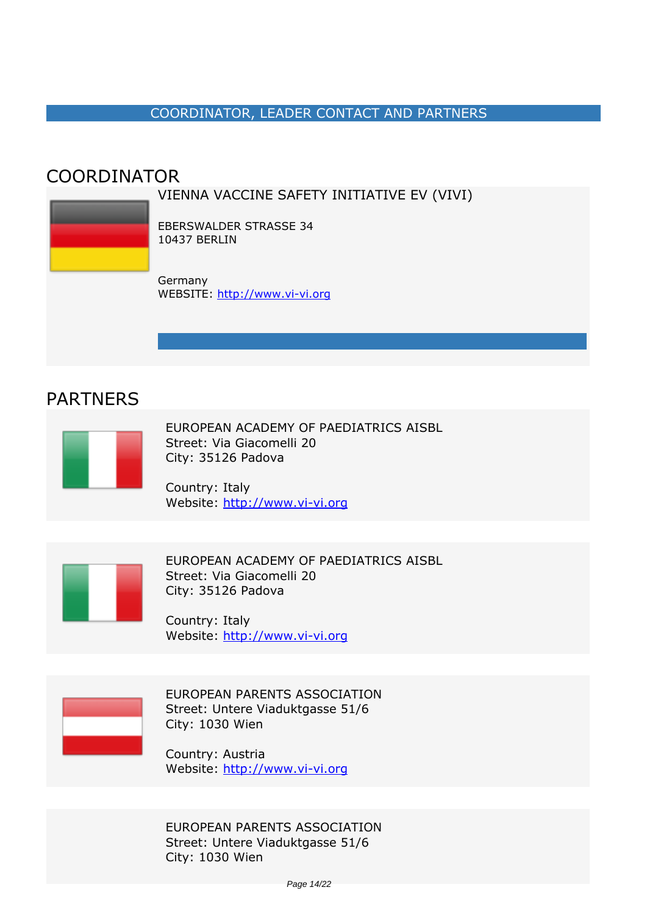## COORDINATOR, LEADER CONTACT AND PARTNERS

## COORDINATOR

VIENNA VACCINE SAFETY INITIATIVE EV (VIVI)

EBERSWALDER STRASSE 34
10437 BERLIN

Germany
WEBSITE: http://www.vi-vi.org

## PARTNERS

EUROPEAN ACADEMY OF PAEDIATRICS AISBL
Street: Via Giacomelli 20
City: 35126 Padova

Country: Italy
Website: http://www.vi-vi.org

EUROPEAN ACADEMY OF PAEDIATRICS AISBL
Street: Via Giacomelli 20
City: 35126 Padova

Country: Italy
Website: http://www.vi-vi.org

EUROPEAN PARENTS ASSOCIATION
Street: Untere Viaduktgasse 51/6
City: 1030 Wien

Country: Austria
Website: http://www.vi-vi.org

EUROPEAN PARENTS ASSOCIATION
Street: Untere Viaduktgasse 51/6
City: 1030 Wien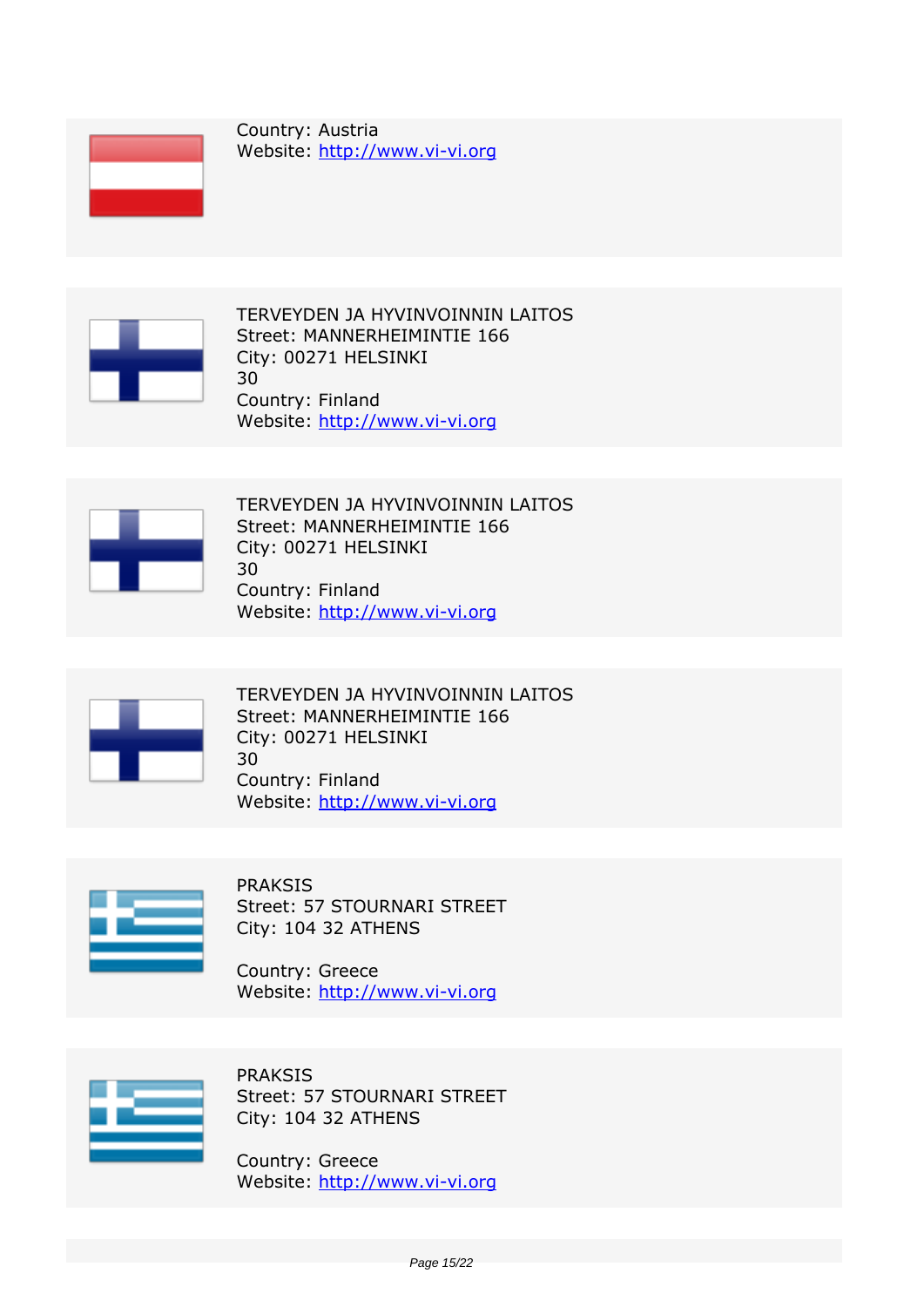Country: Austria
Website: http://www.vi-vi.org

TERVEYDEN JA HYVINVOINNIN LAITOS
Street: MANNERHEIMINTIE 166
City: 00271 HELSINKI
30
Country: Finland
Website: http://www.vi-vi.org

TERVEYDEN JA HYVINVOINNIN LAITOS
Street: MANNERHEIMINTIE 166
City: 00271 HELSINKI
30
Country: Finland
Website: http://www.vi-vi.org

TERVEYDEN JA HYVINVOINNIN LAITOS
Street: MANNERHEIMINTIE 166
City: 00271 HELSINKI
30
Country: Finland
Website: http://www.vi-vi.org

PRAKSIS
Street: 57 STOURNARI STREET
City: 104 32 ATHENS

Country: Greece
Website: http://www.vi-vi.org

PRAKSIS
Street: 57 STOURNARI STREET
City: 104 32 ATHENS

Country: Greece
Website: http://www.vi-vi.org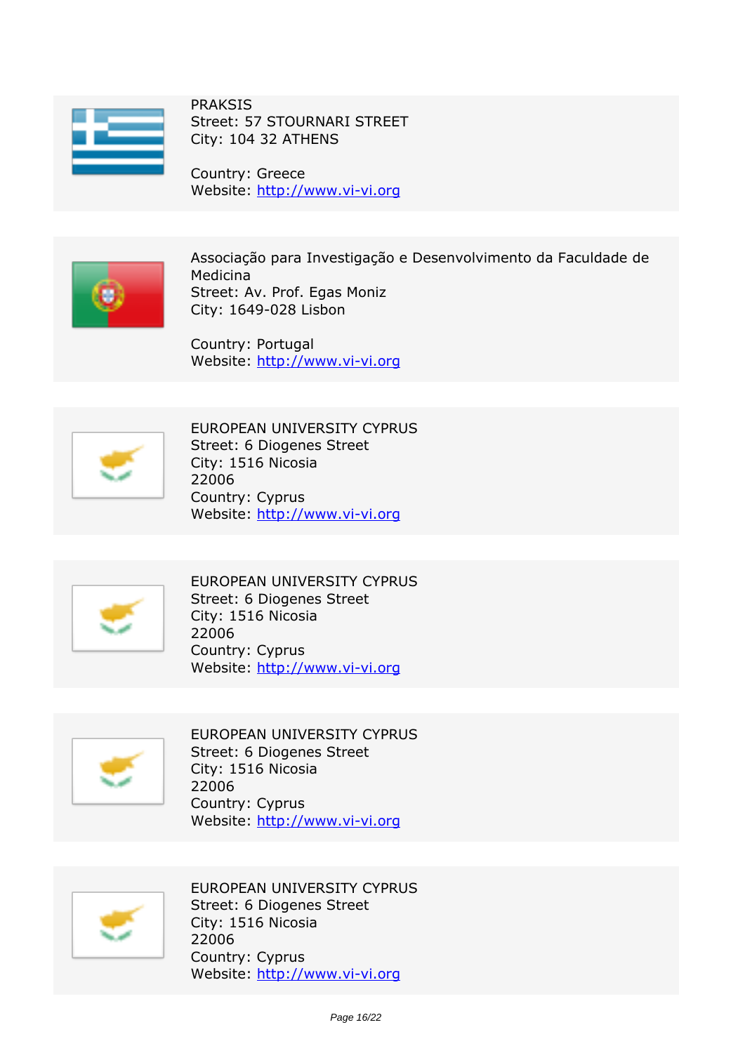PRAKSIS
Street: 57 STOURNARI STREET
City: 104 32 ATHENS

Country: Greece
Website: http://www.vi-vi.org

Associação para Investigação e Desenvolvimento da Faculdade de Medicina
Street: Av. Prof. Egas Moniz
City: 1649-028 Lisbon

Country: Portugal
Website: http://www.vi-vi.org

EUROPEAN UNIVERSITY CYPRUS
Street: 6 Diogenes Street
City: 1516 Nicosia
22006
Country: Cyprus
Website: http://www.vi-vi.org

EUROPEAN UNIVERSITY CYPRUS
Street: 6 Diogenes Street
City: 1516 Nicosia
22006
Country: Cyprus
Website: http://www.vi-vi.org

EUROPEAN UNIVERSITY CYPRUS
Street: 6 Diogenes Street
City: 1516 Nicosia
22006
Country: Cyprus
Website: http://www.vi-vi.org

EUROPEAN UNIVERSITY CYPRUS
Street: 6 Diogenes Street
City: 1516 Nicosia
22006
Country: Cyprus
Website: http://www.vi-vi.org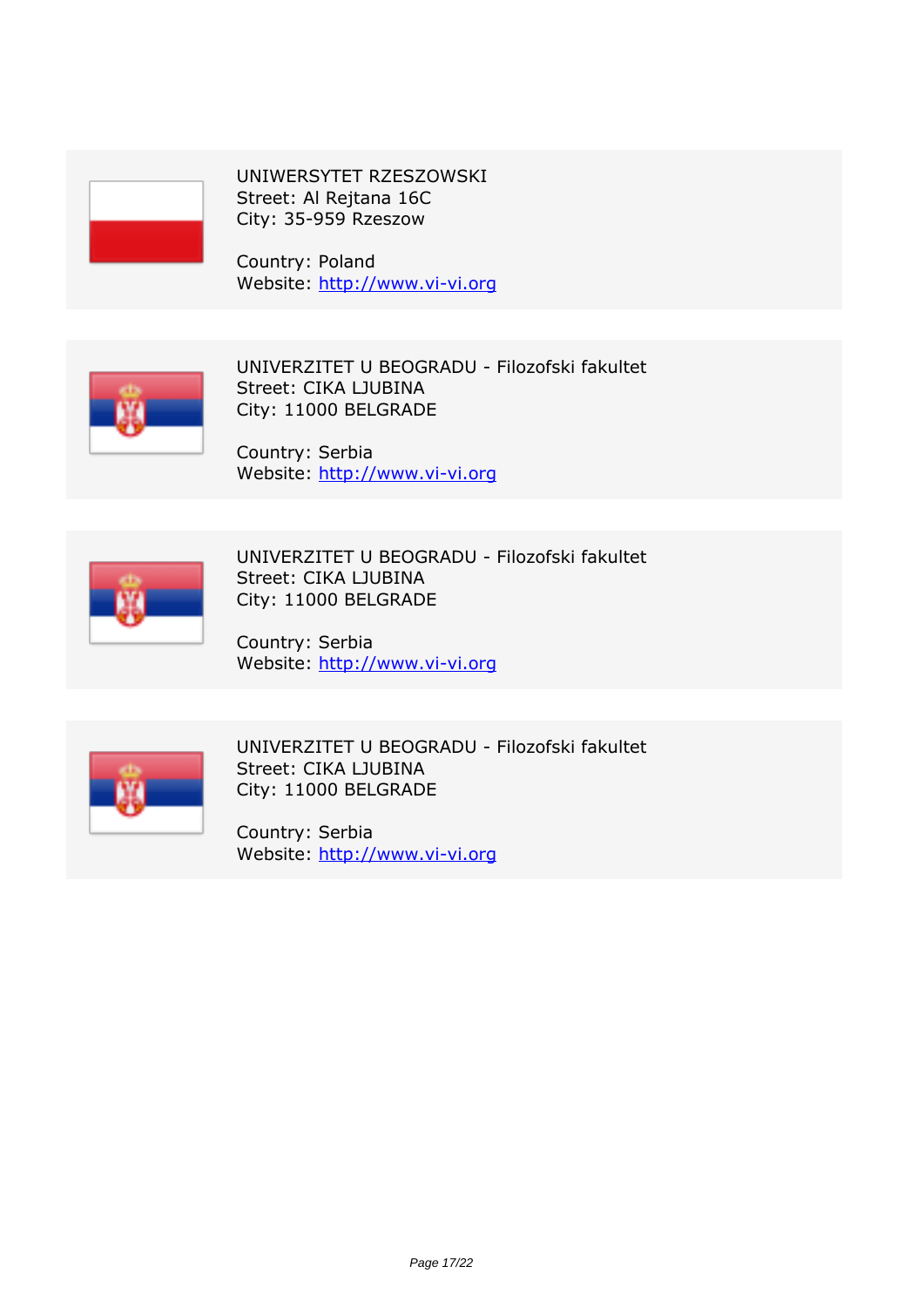UNIWERSYTET RZESZOWSKI
Street: Al Rejtana 16C
City: 35-959 Rzeszow

Country: Poland
Website: http://www.vi-vi.org

UNIVERZITET U BEOGRADU - Filozofski fakultet
Street: CIKA LJUBINA
City: 11000 BELGRADE

Country: Serbia
Website: http://www.vi-vi.org

UNIVERZITET U BEOGRADU - Filozofski fakultet
Street: CIKA LJUBINA
City: 11000 BELGRADE

Country: Serbia
Website: http://www.vi-vi.org

UNIVERZITET U BEOGRADU - Filozofski fakultet
Street: CIKA LJUBINA
City: 11000 BELGRADE

Country: Serbia
Website: http://www.vi-vi.org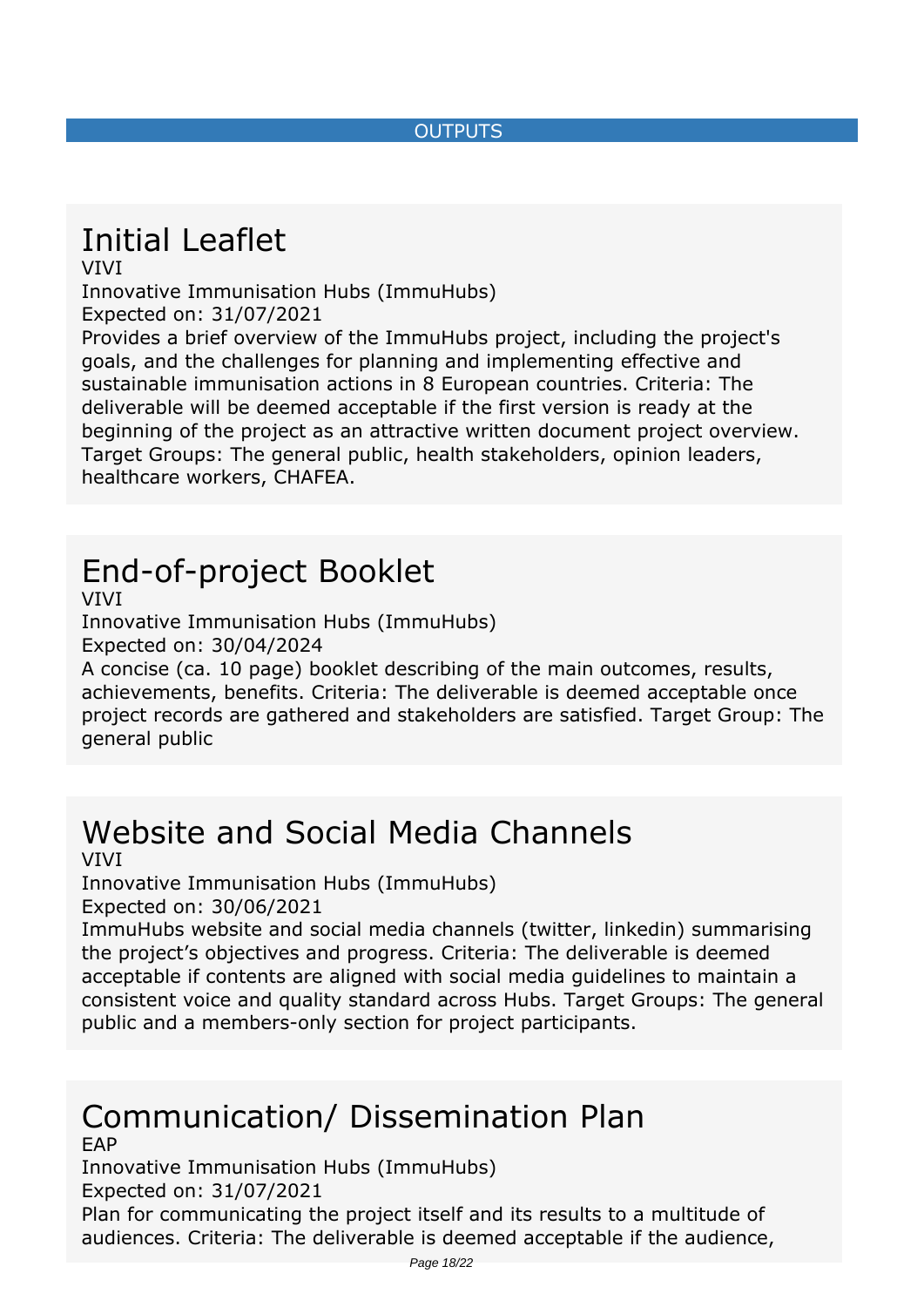## OUTPUTS

# Initial Leaflet

VIVI

Innovative Immunisation Hubs (ImmuHubs)

Expected on: 31/07/2021

Provides a brief overview of the ImmuHubs project, including the project's goals, and the challenges for planning and implementing effective and sustainable immunisation actions in 8 European countries. Criteria: The deliverable will be deemed acceptable if the first version is ready at the beginning of the project as an attractive written document project overview. Target Groups: The general public, health stakeholders, opinion leaders, healthcare workers, CHAFEA.

# End-of-project Booklet

VIVI

Innovative Immunisation Hubs (ImmuHubs)

Expected on: 30/04/2024

A concise (ca. 10 page) booklet describing of the main outcomes, results, achievements, benefits. Criteria: The deliverable is deemed acceptable once project records are gathered and stakeholders are satisfied. Target Group: The general public

# Website and Social Media Channels

VIVI

Innovative Immunisation Hubs (ImmuHubs)

Expected on: 30/06/2021

ImmuHubs website and social media channels (twitter, linkedin) summarising the project's objectives and progress. Criteria: The deliverable is deemed acceptable if contents are aligned with social media guidelines to maintain a consistent voice and quality standard across Hubs. Target Groups: The general public and a members-only section for project participants.

# Communication/ Dissemination Plan

EAP

Innovative Immunisation Hubs (ImmuHubs)

Expected on: 31/07/2021

Plan for communicating the project itself and its results to a multitude of audiences. Criteria: The deliverable is deemed acceptable if the audience,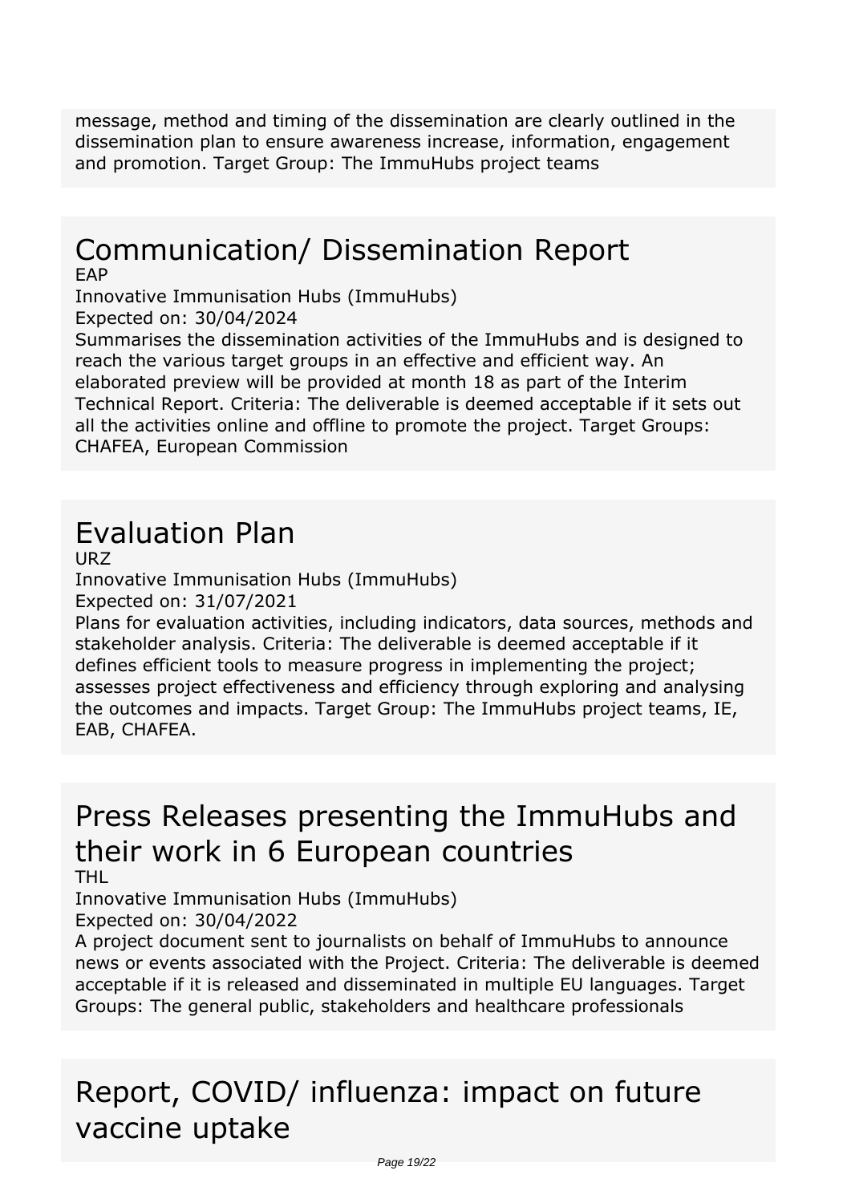message, method and timing of the dissemination are clearly outlined in the dissemination plan to ensure awareness increase, information, engagement and promotion. Target Group: The ImmuHubs project teams

# Communication/ Dissemination Report

EAP

Innovative Immunisation Hubs (ImmuHubs)

Expected on: 30/04/2024

Summarises the dissemination activities of the ImmuHubs and is designed to reach the various target groups in an effective and efficient way. An elaborated preview will be provided at month 18 as part of the Interim Technical Report. Criteria: The deliverable is deemed acceptable if it sets out all the activities online and offline to promote the project. Target Groups: CHAFEA, European Commission

# Evaluation Plan

URZ

Innovative Immunisation Hubs (ImmuHubs)

Expected on: 31/07/2021

Plans for evaluation activities, including indicators, data sources, methods and stakeholder analysis. Criteria: The deliverable is deemed acceptable if it defines efficient tools to measure progress in implementing the project; assesses project effectiveness and efficiency through exploring and analysing the outcomes and impacts. Target Group: The ImmuHubs project teams, IE, EAB, CHAFEA.

# Press Releases presenting the ImmuHubs and their work in 6 European countries

THL

Innovative Immunisation Hubs (ImmuHubs)

Expected on: 30/04/2022

A project document sent to journalists on behalf of ImmuHubs to announce news or events associated with the Project. Criteria: The deliverable is deemed acceptable if it is released and disseminated in multiple EU languages. Target Groups: The general public, stakeholders and healthcare professionals

# Report, COVID/ influenza: impact on future vaccine uptake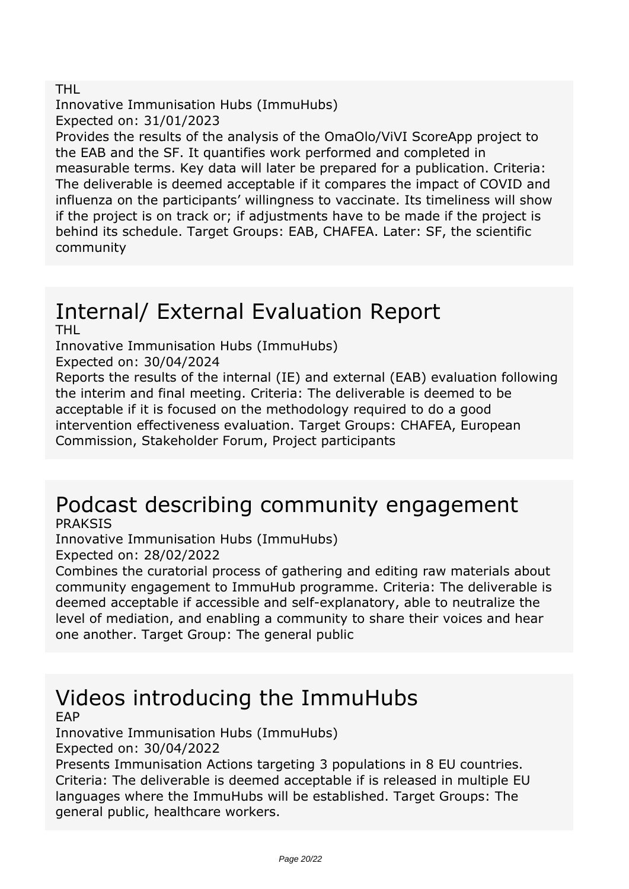THL

Innovative Immunisation Hubs (ImmuHubs)

Expected on: 31/01/2023

Provides the results of the analysis of the OmaOlo/ViVI ScoreApp project to the EAB and the SF. It quantifies work performed and completed in measurable terms. Key data will later be prepared for a publication. Criteria: The deliverable is deemed acceptable if it compares the impact of COVID and influenza on the participants' willingness to vaccinate. Its timeliness will show if the project is on track or; if adjustments have to be made if the project is behind its schedule. Target Groups: EAB, CHAFEA. Later: SF, the scientific community

# Internal/ External Evaluation Report

THL

Innovative Immunisation Hubs (ImmuHubs)

Expected on: 30/04/2024

Reports the results of the internal (IE) and external (EAB) evaluation following the interim and final meeting. Criteria: The deliverable is deemed to be acceptable if it is focused on the methodology required to do a good intervention effectiveness evaluation. Target Groups: CHAFEA, European Commission, Stakeholder Forum, Project participants

# Podcast describing community engagement

PRAKSIS

Innovative Immunisation Hubs (ImmuHubs)

Expected on: 28/02/2022

Combines the curatorial process of gathering and editing raw materials about community engagement to ImmuHub programme. Criteria: The deliverable is deemed acceptable if accessible and self-explanatory, able to neutralize the level of mediation, and enabling a community to share their voices and hear one another. Target Group: The general public

# Videos introducing the ImmuHubs

EAP

Innovative Immunisation Hubs (ImmuHubs)

Expected on: 30/04/2022

Presents Immunisation Actions targeting 3 populations in 8 EU countries. Criteria: The deliverable is deemed acceptable if is released in multiple EU languages where the ImmuHubs will be established. Target Groups: The general public, healthcare workers.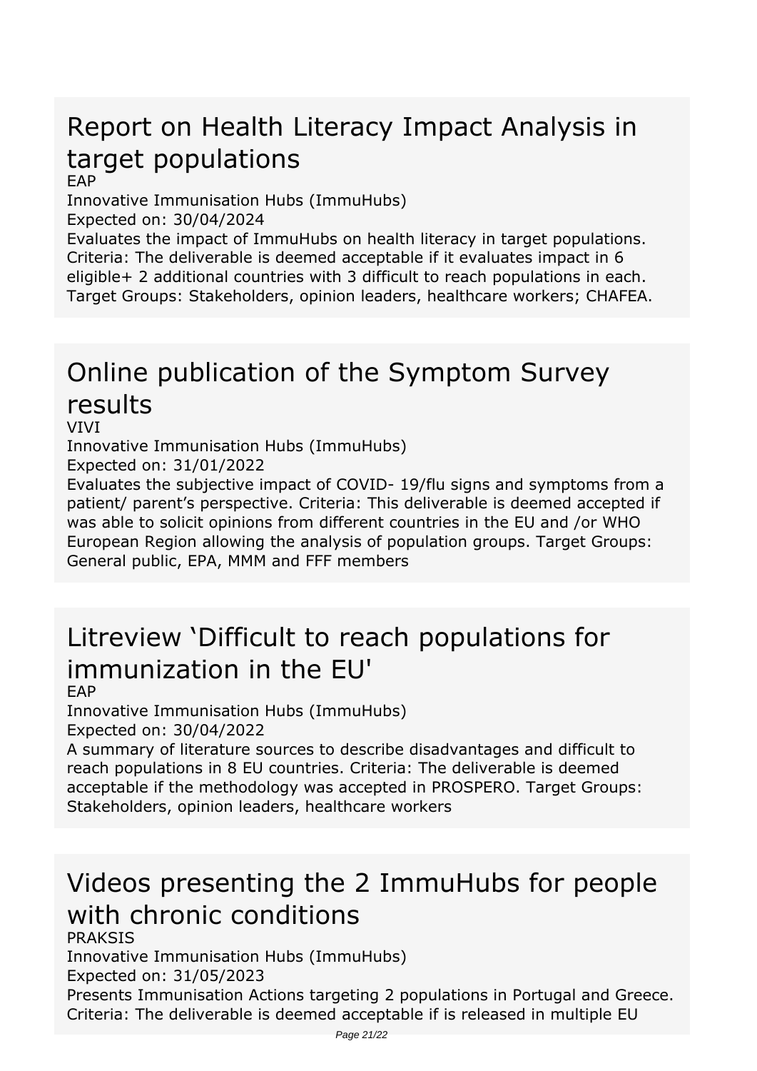## Report on Health Literacy Impact Analysis in target populations

EAP

Innovative Immunisation Hubs (ImmuHubs)

Expected on: 30/04/2024

Evaluates the impact of ImmuHubs on health literacy in target populations. Criteria: The deliverable is deemed acceptable if it evaluates impact in 6 eligible+ 2 additional countries with 3 difficult to reach populations in each. Target Groups: Stakeholders, opinion leaders, healthcare workers; CHAFEA.

## Online publication of the Symptom Survey results

VIVI

Innovative Immunisation Hubs (ImmuHubs)

Expected on: 31/01/2022

Evaluates the subjective impact of COVID- 19/flu signs and symptoms from a patient/ parent's perspective. Criteria: This deliverable is deemed accepted if was able to solicit opinions from different countries in the EU and /or WHO European Region allowing the analysis of population groups. Target Groups: General public, EPA, MMM and FFF members

## Litreview 'Difficult to reach populations for immunization in the EU'

EAP

Innovative Immunisation Hubs (ImmuHubs)

Expected on: 30/04/2022

A summary of literature sources to describe disadvantages and difficult to reach populations in 8 EU countries. Criteria: The deliverable is deemed acceptable if the methodology was accepted in PROSPERO. Target Groups: Stakeholders, opinion leaders, healthcare workers

## Videos presenting the 2 ImmuHubs for people with chronic conditions

PRAKSIS

Innovative Immunisation Hubs (ImmuHubs)

Expected on: 31/05/2023

Presents Immunisation Actions targeting 2 populations in Portugal and Greece. Criteria: The deliverable is deemed acceptable if is released in multiple EU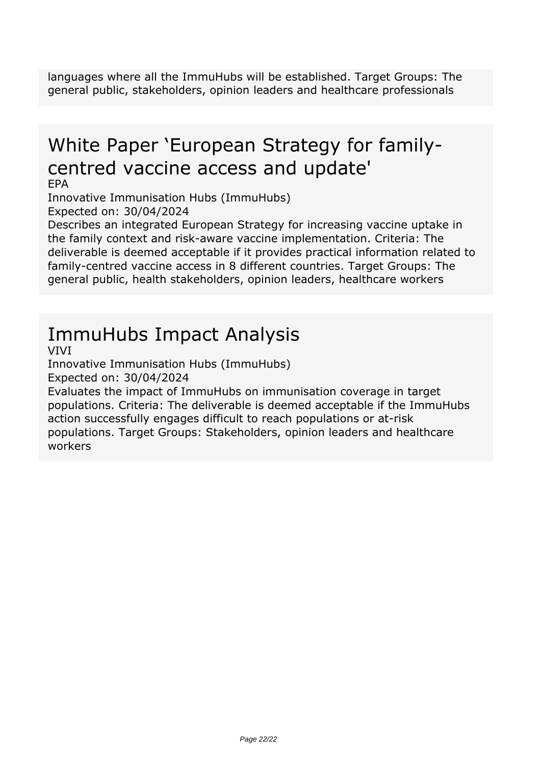languages where all the ImmuHubs will be established. Target Groups: The general public, stakeholders, opinion leaders and healthcare professionals

## White Paper ‘European Strategy for family-centred vaccine access and update'

EPA

Innovative Immunisation Hubs (ImmuHubs)

Expected on: 30/04/2024

Describes an integrated European Strategy for increasing vaccine uptake in the family context and risk-aware vaccine implementation. Criteria: The deliverable is deemed acceptable if it provides practical information related to family-centred vaccine access in 8 different countries. Target Groups: The general public, health stakeholders, opinion leaders, healthcare workers

## ImmuHubs Impact Analysis

VIVI

Innovative Immunisation Hubs (ImmuHubs)

Expected on: 30/04/2024

Evaluates the impact of ImmuHubs on immunisation coverage in target populations. Criteria: The deliverable is deemed acceptable if the ImmuHubs action successfully engages difficult to reach populations or at-risk populations. Target Groups: Stakeholders, opinion leaders and healthcare workers